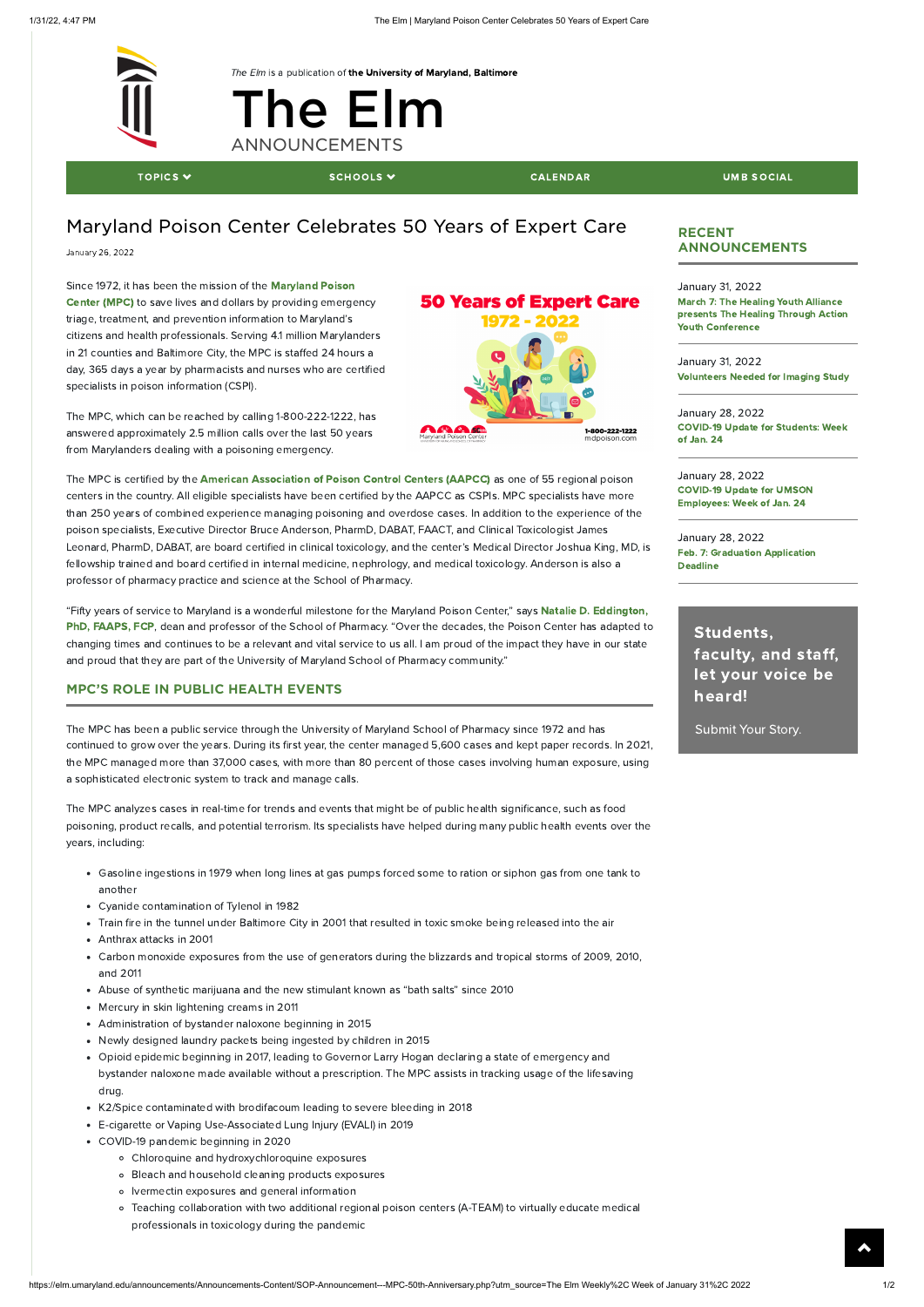*The Elm* is a publication of **the University of Maryland, Baltimore**

# The Elm

ANNOUNCEMENTS

TOPICS SCHOOLS CALENDAR UMB SOCIAL

## Maryland Poison Center Celebrates 50 Years of Expert Care

January 26, 2022

Since 1972, it has been the mission of the **Maryland Poison Center (MPC)** to save lives and dollars by providing emergency triage, treatment, and prevention information to Maryland's citizens and health professionals. Serving 4.1 million Marylanders in 21 counties and Baltimore City, the MPC is staffed 24 hours a day, 365 days a year by pharmacists and nurses who are certified specialists in poison information (CSPI).

The MPC, which can be reached by calling 1-800-222-1222, has answered approximately 2.5 million calls over the last 50 years from Marylanders dealing with a poisoning emergency.

The MPC is certified by the **American Association of Poison Control Centers (AAPCC)** as one of 55 regional poison centers in the country. All eligible specialists have been certified by the AAPCC as CSPIs. MPC specialists have more than 250 years of combined experience managing poisoning and overdose cases. In addition to the experience of the poison specialists, Executive Director Bruce Anderson, PharmD, DABAT, FAACT, and Clinical Toxicologist James Leonard, PharmD, DABAT, are board certified in clinical toxicology, and the center's Medical Director Joshua King, MD, is fellowship trained and board certified in internal medicine, nephrology, and medical toxicology. Anderson is also a professor of pharmacy practice and science at the School of Pharmacy.

"Fifty years of service to Maryland is a wonderful milestone for the Maryland Poison Center," says **Natalie D. Eddington, PhD, FAAPS, FCP**, dean and professor of the School of Pharmacy. "Over the decades, the Poison Center has adapted to changing times and continues to be a relevant and vital service to us all. I am proud of the impact they have in our state and proud that they are part of the University of Maryland School of Pharmacy community."

### MPC'S ROLE IN PUBLIC HEALTH EVENTS

The MPC has been a public service through the University of Maryland School of Pharmacy since 1972 and has continued to grow over the years. During its first year, the center managed 5,600 cases and kept paper records. In 2021, the MPC managed more than 37,000 cases, with more than 80 percent of those cases involving human exposure, using a sophisticated electronic system to track and manage calls.

The MPC analyzes cases in real-time for trends and events that might be of public health significance, such as food poisoning, product recalls, and potential terrorism. Its specialists have helped during many public health events over the years, including:

- Gasoline ingestions in 1979 when long lines at gas pumps forced some to ration or siphon gas from one tank to another
- Cyanide contamination of Tylenol in 1982
- Train fire in the tunnel under Baltimore City in 2001 that resulted in toxic smoke being released into the air
- Anthrax attacks in 2001
- Carbon monoxide exposures from the use of generators during the blizzards and tropical storms of 2009, 2010, and 2011
- Abuse of synthetic marijuana and the new stimulant known as "bath salts" since 2010
- Mercury in skin lightening creams in 2011
- Administration of bystander naloxone beginning in 2015
- Newly designed laundry packets being ingested by children in 2015
- Opioid epidemic beginning in 2017, leading to Governor Larry Hogan declaring a state of emergency and bystander naloxone made available without a prescription. The MPC assists in tracking usage of the lifesaving drug.
- K2/Spice contaminated with brodifacoum leading to severe bleeding in 2018
- E-cigarette or Vaping Use-Associated Lung Injury (EVALI) in 2019
- COVID-19 pandemic beginning in 2020
  - Chloroquine and hydroxychloroquine exposures
  - Bleach and household cleaning products exposures
  - Ivermectin exposures and general information
  - Teaching collaboration with two additional regional poison centers (A-TEAM) to virtually educate medical professionals in toxicology during the pandemic

### RECENT ANNOUNCEMENTS

January 31, 2022
**March 7: The Healing Youth Alliance presents The Healing Through Action Youth Conference**

January 31, 2022
**Volunteers Needed for Imaging Study**

January 28, 2022
**COVID-19 Update for Students: Week of Jan. 24**

January 28, 2022
**COVID-19 Update for UMSON Employees: Week of Jan. 24**

January 28, 2022
**Feb. 7: Graduation Application Deadline**

**Students, faculty, and staff, let your voice be heard!**

Submit Your Story.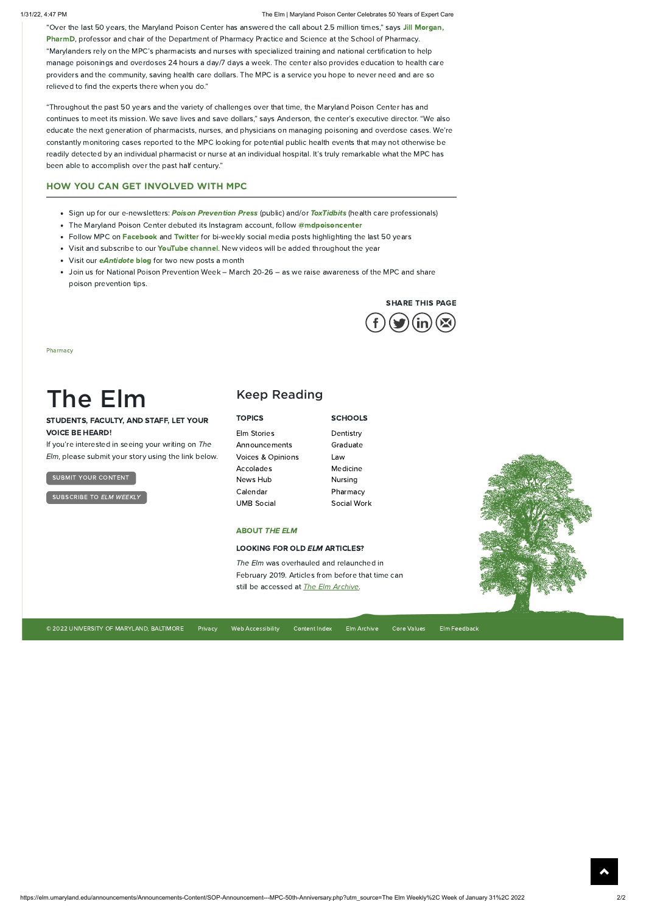"Over the last 50 years, the Maryland Poison Center has answered the call about 2.5 million times," says **Jill Morgan, PharmD**, professor and chair of the Department of Pharmacy Practice and Science at the School of Pharmacy. "Marylanders rely on the MPC's pharmacists and nurses with specialized training and national certification to help manage poisonings and overdoses 24 hours a day/7 days a week. The center also provides education to health care providers and the community, saving health care dollars. The MPC is a service you hope to never need and are so relieved to find the experts there when you do."

"Throughout the past 50 years and the variety of challenges over that time, the Maryland Poison Center has and continues to meet its mission. We save lives and save dollars," says Anderson, the center's executive director. "We also educate the next generation of pharmacists, nurses, and physicians on managing poisoning and overdose cases. We're constantly monitoring cases reported to the MPC looking for potential public health events that may not otherwise be readily detected by an individual pharmacist or nurse at an individual hospital. It's truly remarkable what the MPC has been able to accomplish over the past half century."

## HOW YOU CAN GET INVOLVED WITH MPC

- Sign up for our e-newsletters: ***Poison Prevention Press*** (public) and/or ***ToxTidbits*** (health care professionals)
- The Maryland Poison Center debuted its Instagram account, follow **@mdpoisoncenter**
- Follow MPC on **Facebook** and **Twitter** for bi-weekly social media posts highlighting the last 50 years
- Visit and subscribe to our **YouTube channel**. New videos will be added throughout the year
- Visit our ***eAntidote* blog** for two new posts a month
- Join us for National Poison Prevention Week – March 20-26 – as we raise awareness of the MPC and share poison prevention tips.

**SHARE THIS PAGE**

Pharmacy

# The Elm

**STUDENTS, FACULTY, AND STAFF, LET YOUR VOICE BE HEARD!**

If you're interested in seeing your writing on *The Elm*, please submit your story using the link below.

SUBMIT YOUR CONTENT

SUBSCRIBE TO *ELM WEEKLY*

## Keep Reading

**TOPICS**

- Elm Stories
- Announcements
- Voices & Opinions
- Accolades
- News Hub
- Calendar
- UMB Social

**SCHOOLS**

- Dentistry
- Graduate
- Law
- Medicine
- Nursing
- Pharmacy
- Social Work

**ABOUT *THE ELM***

**LOOKING FOR OLD *ELM* ARTICLES?**

*The Elm* was overhauled and relaunched in February 2019. Articles from before that time can still be accessed at *The Elm Archive*.

© 2022 UNIVERSITY OF MARYLAND, BALTIMORE | Privacy | Web Accessibility | Content Index | Elm Archive | Core Values | Elm Feedback